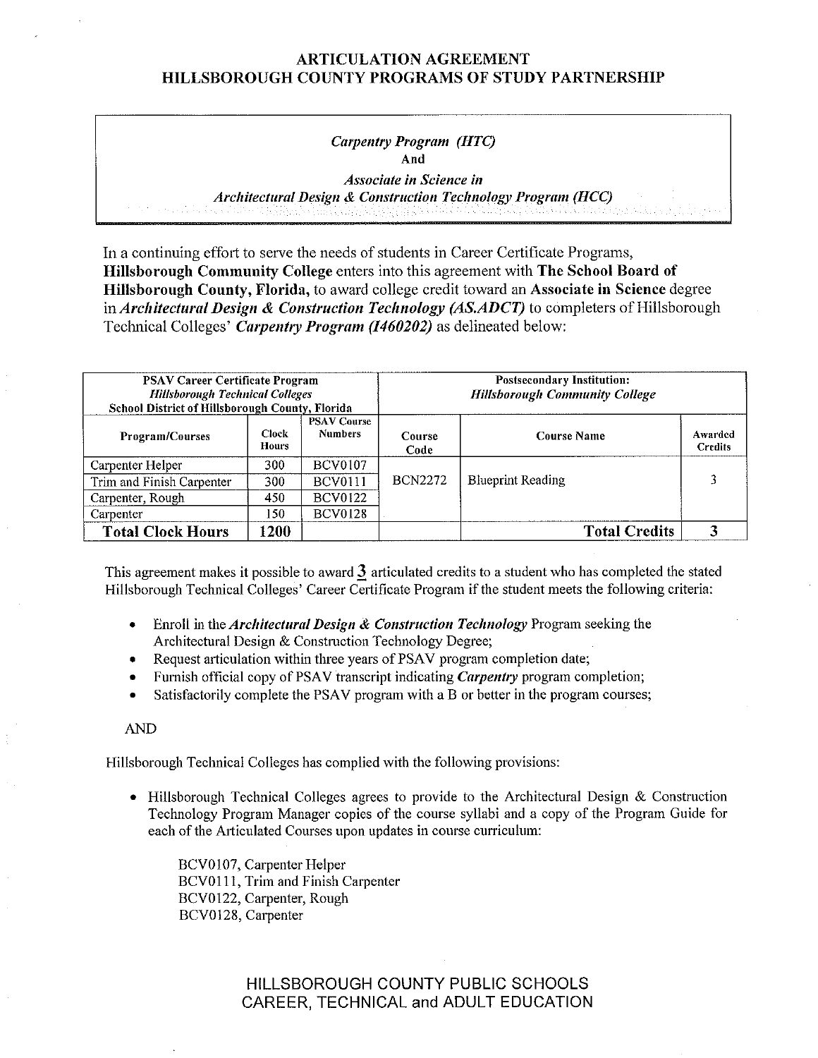# ARTICULATION AGREEMENT
# HILLSBOROUGH COUNTY PROGRAMS OF STUDY PARTNERSHIP

*Carpentry Program (HTC)*
**And**
*Associate in Science in*
*Architectural Design & Construction Technology Program (HCC)*

In a continuing effort to serve the needs of students in Career Certificate Programs, **Hillsborough Community College** enters into this agreement with **The School Board of Hillsborough County, Florida,** to award college credit toward an **Associate in Science** degree in ***Architectural Design & Construction Technology (AS.ADCT)*** to completers of Hillsborough Technical Colleges' ***Carpentry Program (I460202)*** as delineated below:

| **PSAV Career Certificate Program** *Hillsborough Technical Colleges* **School District of Hillsborough County, Florida** | | | **Postsecondary Institution:** *Hillsborough Community College* | | |
|---|---|---|---|---|---|
| **Program/Courses** | **Clock Hours** | **PSAV Course Numbers** | **Course Code** | **Course Name** | **Awarded Credits** |
| Carpenter Helper | 300 | BCV0107 | BCN2272 | Blueprint Reading | 3 |
| Trim and Finish Carpenter | 300 | BCV0111 | | | |
| Carpenter, Rough | 450 | BCV0122 | | | |
| Carpenter | 150 | BCV0128 | | | |
| **Total Clock Hours** | **1200** | | | **Total Credits** | **3** |

This agreement makes it possible to award **3** articulated credits to a student who has completed the stated Hillsborough Technical Colleges' Career Certificate Program if the student meets the following criteria:

- Enroll in the ***Architectural Design & Construction Technology*** Program seeking the Architectural Design & Construction Technology Degree;
- Request articulation within three years of PSAV program completion date;
- Furnish official copy of PSAV transcript indicating ***Carpentry*** program completion;
- Satisfactorily complete the PSAV program with a B or better in the program courses;

AND

Hillsborough Technical Colleges has complied with the following provisions:

- Hillsborough Technical Colleges agrees to provide to the Architectural Design & Construction Technology Program Manager copies of the course syllabi and a copy of the Program Guide for each of the Articulated Courses upon updates in course curriculum:

  BCV0107, Carpenter Helper
  BCV0111, Trim and Finish Carpenter
  BCV0122, Carpenter, Rough
  BCV0128, Carpenter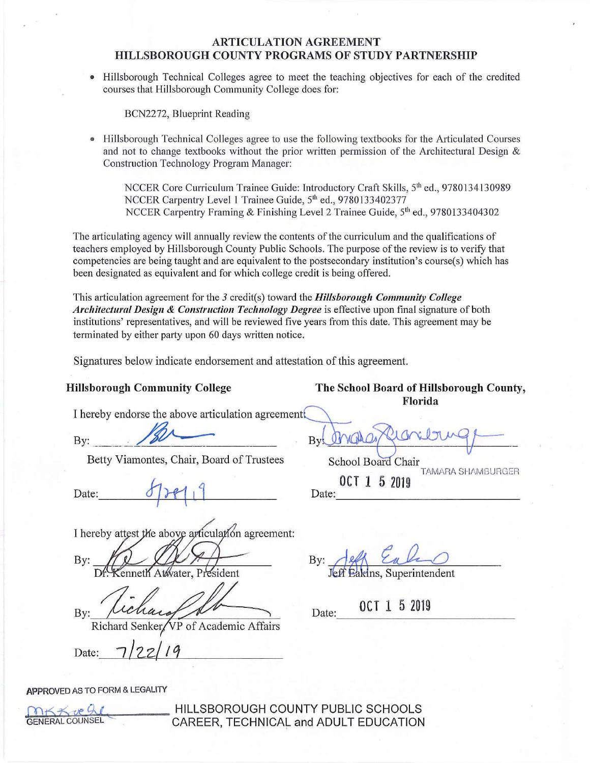# ARTICULATION AGREEMENT
## HILLSBOROUGH COUNTY PROGRAMS OF STUDY PARTNERSHIP

- Hillsborough Technical Colleges agree to meet the teaching objectives for each of the credited courses that Hillsborough Community College does for:

  BCN2272, Blueprint Reading

- Hillsborough Technical Colleges agree to use the following textbooks for the Articulated Courses and not to change textbooks without the prior written permission of the Architectural Design & Construction Technology Program Manager:

  NCCER Core Curriculum Trainee Guide: Introductory Craft Skills, 5th ed., 9780134130989
  NCCER Carpentry Level 1 Trainee Guide, 5th ed., 9780133402377
  NCCER Carpentry Framing & Finishing Level 2 Trainee Guide, 5th ed., 9780133404302

The articulating agency will annually review the contents of the curriculum and the qualifications of teachers employed by Hillsborough County Public Schools. The purpose of the review is to verify that competencies are being taught and are equivalent to the postsecondary institution's course(s) which has been designated as equivalent and for which college credit is being offered.

This articulation agreement for the *3* credit(s) toward the ***Hillsborough Community College Architectural Design & Construction Technology Degree*** is effective upon final signature of both institutions' representatives, and will be reviewed five years from this date. This agreement may be terminated by either party upon 60 days written notice.

Signatures below indicate endorsement and attestation of this agreement.

**Hillsborough Community College**

I hereby endorse the above articulation agreement:

By: _______________

Betty Viamontes, Chair, Board of Trustees

Date: 8/28/19

I hereby attest the above articulation agreement:

By: _______________

Dr. Kenneth Atwater, President

By: _______________

Richard Senker, VP of Academic Affairs

Date: 7/22/19

**The School Board of Hillsborough County, Florida**

By: _______________

School Board Chair
TAMARA SHAMBURGER

Date: OCT 15 2019

By: _______________

Jeff Eakins, Superintendent

Date: OCT 15 2019

APPROVED AS TO FORM & LEGALITY

_______________
GENERAL COUNSEL

HILLSBOROUGH COUNTY PUBLIC SCHOOLS
CAREER, TECHNICAL and ADULT EDUCATION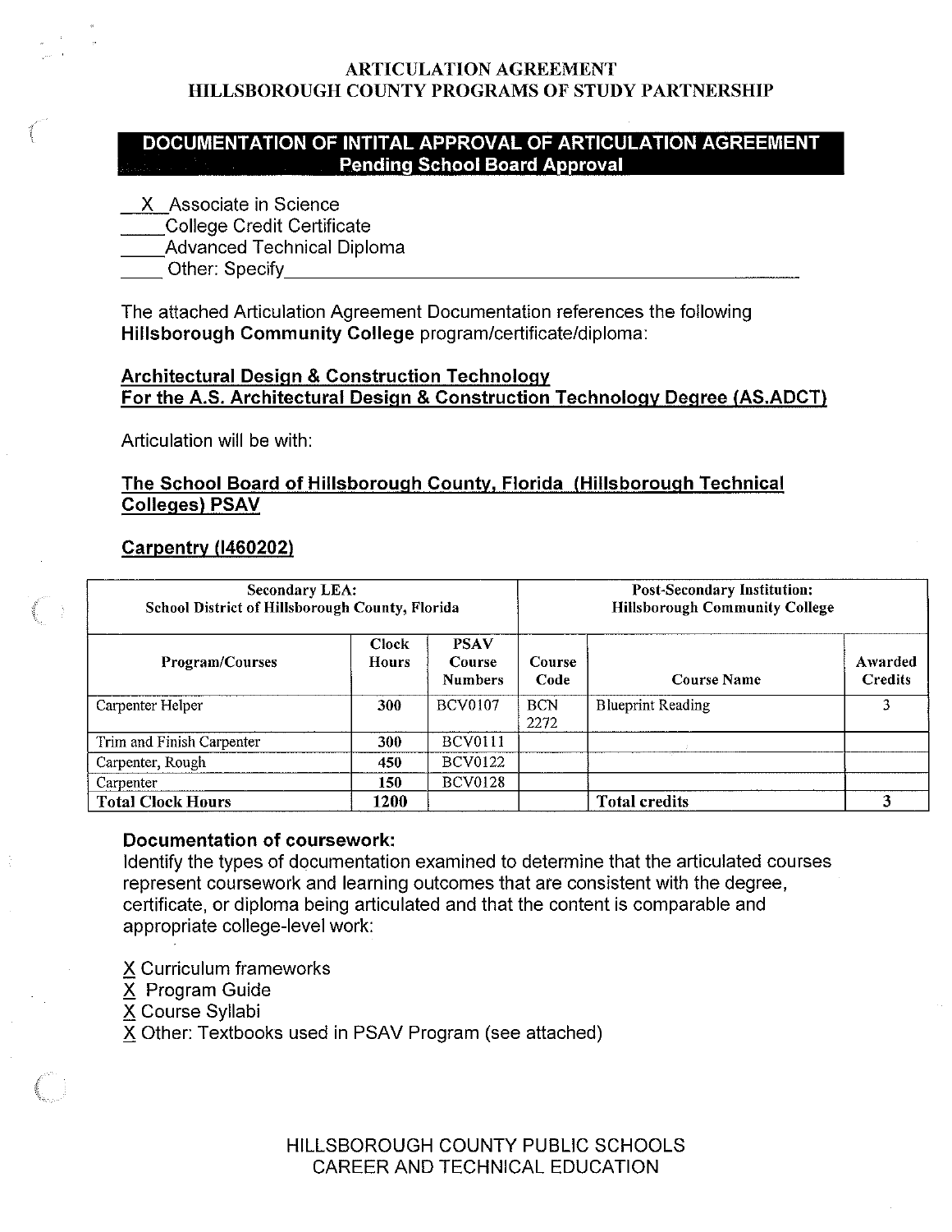# ARTICULATION AGREEMENT
# HILLSBOROUGH COUNTY PROGRAMS OF STUDY PARTNERSHIP

## DOCUMENTATION OF INTITAL APPROVAL OF ARTICULATION AGREEMENT
### Pending School Board Approval

__X__ Associate in Science
____ College Credit Certificate
____ Advanced Technical Diploma
____ Other: Specify______________________________

The attached Articulation Agreement Documentation references the following **Hillsborough Community College** program/certificate/diploma:

**Architectural Design & Construction Technology**
**For the A.S. Architectural Design & Construction Technology Degree (AS.ADCT)**

Articulation will be with:

**The School Board of Hillsborough County, Florida (Hillsborough Technical Colleges) PSAV**

**Carpentry (I460202)**

| Secondary LEA: School District of Hillsborough County, Florida | | | Post-Secondary Institution: Hillsborough Community College | | |
|---|---|---|---|---|---|
| **Program/Courses** | **Clock Hours** | **PSAV Course Numbers** | **Course Code** | **Course Name** | **Awarded Credits** |
| Carpenter Helper | 300 | BCV0107 | BCN 2272 | Blueprint Reading | 3 |
| Trim and Finish Carpenter | 300 | BCV0111 | | | |
| Carpenter, Rough | 450 | BCV0122 | | | |
| Carpenter | 150 | BCV0128 | | | |
| **Total Clock Hours** | **1200** | | | **Total credits** | **3** |

**Documentation of coursework:**
Identify the types of documentation examined to determine that the articulated courses represent coursework and learning outcomes that are consistent with the degree, certificate, or diploma being articulated and that the content is comparable and appropriate college-level work:

X Curriculum frameworks
X Program Guide
X Course Syllabi
X Other: Textbooks used in PSAV Program (see attached)

HILLSBOROUGH COUNTY PUBLIC SCHOOLS
CAREER AND TECHNICAL EDUCATION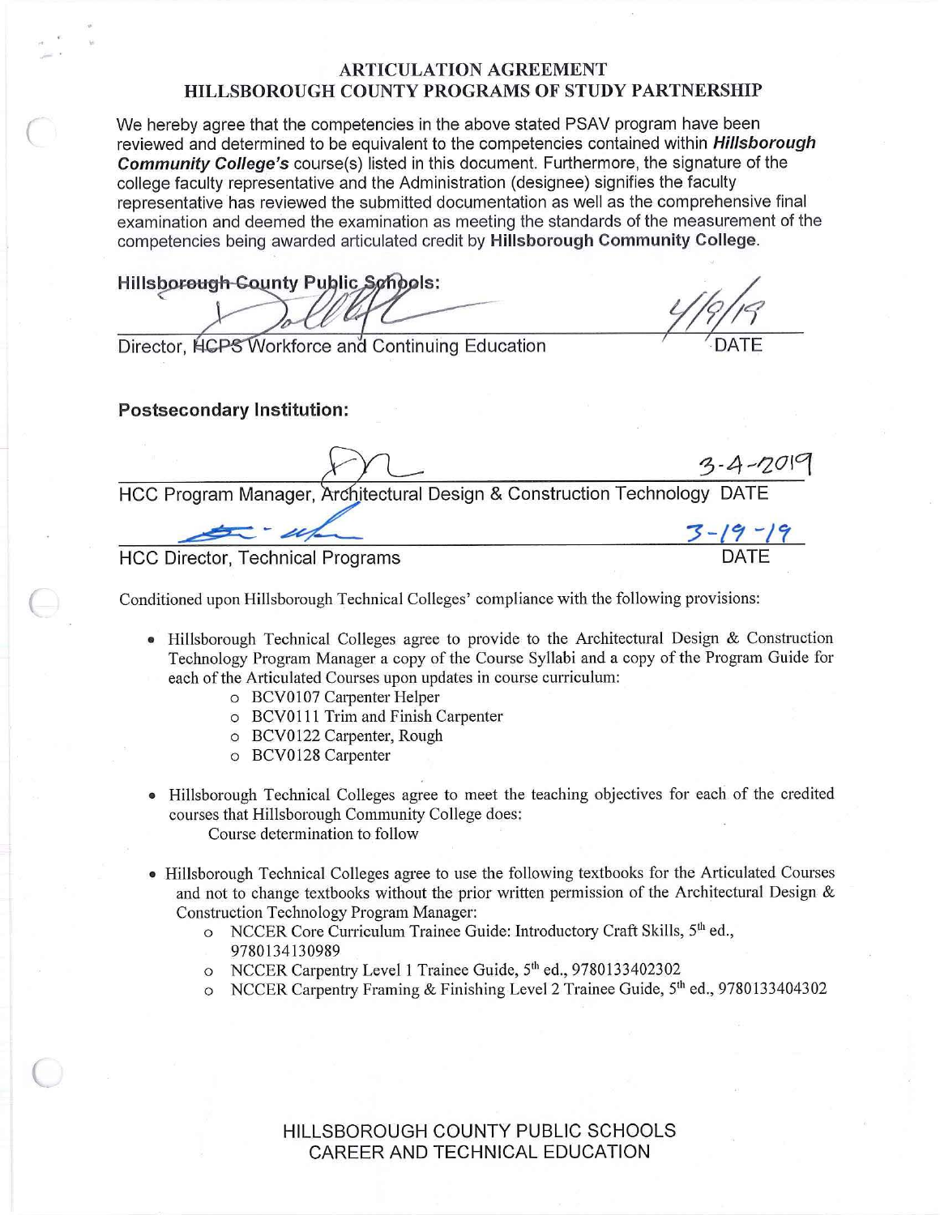# ARTICULATION AGREEMENT
# HILLSBOROUGH COUNTY PROGRAMS OF STUDY PARTNERSHIP

We hereby agree that the competencies in the above stated PSAV program have been reviewed and determined to be equivalent to the competencies contained within ***Hillsborough Community College's*** course(s) listed in this document. Furthermore, the signature of the college faculty representative and the Administration (designee) signifies the faculty representative has reviewed the submitted documentation as well as the comprehensive final examination and deemed the examination as meeting the standards of the measurement of the competencies being awarded articulated credit by **Hillsborough Community College**.

**Hillsborough County Public Schools:**

Director, HCPS Workforce and Continuing Education — DATE: 4/9/19

**Postsecondary Institution:**

HCC Program Manager, Architectural Design & Construction Technology — DATE: 3-4-2019

HCC Director, Technical Programs — DATE: 3-19-19

Conditioned upon Hillsborough Technical Colleges' compliance with the following provisions:

- Hillsborough Technical Colleges agree to provide to the Architectural Design & Construction Technology Program Manager a copy of the Course Syllabi and a copy of the Program Guide for each of the Articulated Courses upon updates in course curriculum:
  - BCV0107 Carpenter Helper
  - BCV0111 Trim and Finish Carpenter
  - BCV0122 Carpenter, Rough
  - BCV0128 Carpenter
- Hillsborough Technical Colleges agree to meet the teaching objectives for each of the credited courses that Hillsborough Community College does:
  Course determination to follow
- Hillsborough Technical Colleges agree to use the following textbooks for the Articulated Courses and not to change textbooks without the prior written permission of the Architectural Design & Construction Technology Program Manager:
  - NCCER Core Curriculum Trainee Guide: Introductory Craft Skills, 5th ed., 9780134130989
  - NCCER Carpentry Level 1 Trainee Guide, 5th ed., 9780133402302
  - NCCER Carpentry Framing & Finishing Level 2 Trainee Guide, 5th ed., 9780133404302

HILLSBOROUGH COUNTY PUBLIC SCHOOLS
CAREER AND TECHNICAL EDUCATION